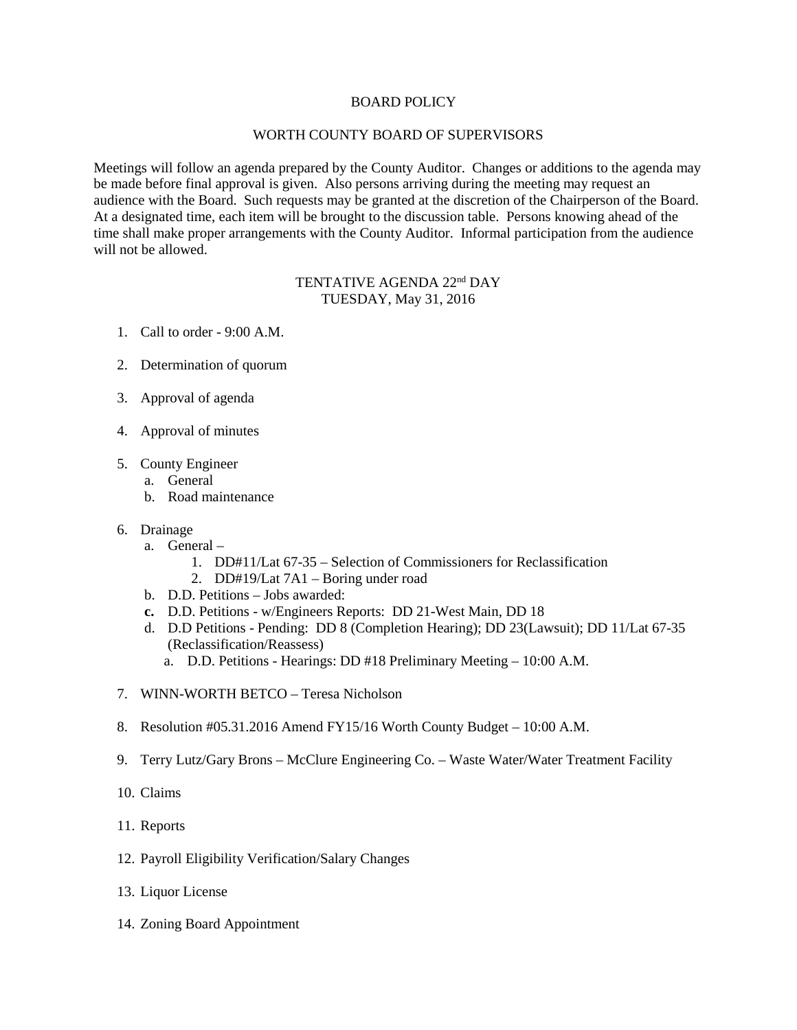# BOARD POLICY

## WORTH COUNTY BOARD OF SUPERVISORS

Meetings will follow an agenda prepared by the County Auditor. Changes or additions to the agenda may be made before final approval is given. Also persons arriving during the meeting may request an audience with the Board. Such requests may be granted at the discretion of the Chairperson of the Board. At a designated time, each item will be brought to the discussion table. Persons knowing ahead of the time shall make proper arrangements with the County Auditor. Informal participation from the audience will not be allowed.

## TENTATIVE AGENDA 22nd DAY
## TUESDAY, May 31, 2016

1. Call to order - 9:00 A.M.

2. Determination of quorum

3. Approval of agenda

4. Approval of minutes

5. County Engineer
   a. General
   b. Road maintenance

6. Drainage
   a. General –
      1. DD#11/Lat 67-35 – Selection of Commissioners for Reclassification
      2. DD#19/Lat 7A1 – Boring under road
   b. D.D. Petitions – Jobs awarded:
   **c.** D.D. Petitions - w/Engineers Reports: DD 21-West Main, DD 18
   d. D.D Petitions - Pending: DD 8 (Completion Hearing); DD 23(Lawsuit); DD 11/Lat 67-35 (Reclassification/Reassess)
      a. D.D. Petitions - Hearings: DD #18 Preliminary Meeting – 10:00 A.M.

7. WINN-WORTH BETCO – Teresa Nicholson

8. Resolution #05.31.2016 Amend FY15/16 Worth County Budget – 10:00 A.M.

9. Terry Lutz/Gary Brons – McClure Engineering Co. – Waste Water/Water Treatment Facility

10. Claims

11. Reports

12. Payroll Eligibility Verification/Salary Changes

13. Liquor License

14. Zoning Board Appointment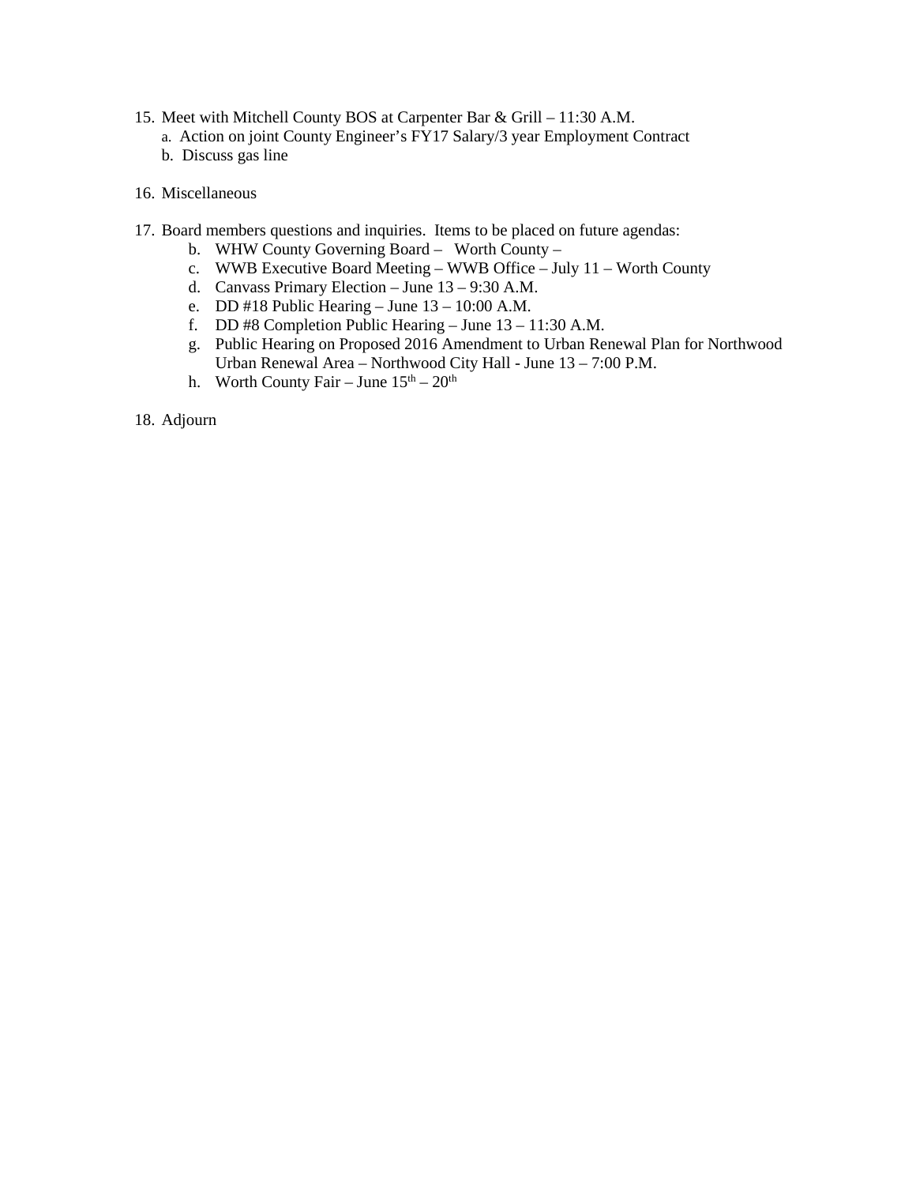15. Meet with Mitchell County BOS at Carpenter Bar & Grill – 11:30 A.M.
    a. Action on joint County Engineer's FY17 Salary/3 year Employment Contract
    b. Discuss gas line

16. Miscellaneous

17. Board members questions and inquiries. Items to be placed on future agendas:
    b. WHW County Governing Board – Worth County –
    c. WWB Executive Board Meeting – WWB Office – July 11 – Worth County
    d. Canvass Primary Election – June 13 – 9:30 A.M.
    e. DD #18 Public Hearing – June 13 – 10:00 A.M.
    f. DD #8 Completion Public Hearing – June 13 – 11:30 A.M.
    g. Public Hearing on Proposed 2016 Amendment to Urban Renewal Plan for Northwood Urban Renewal Area – Northwood City Hall - June 13 – 7:00 P.M.
    h. Worth County Fair – June 15th – 20th

18. Adjourn